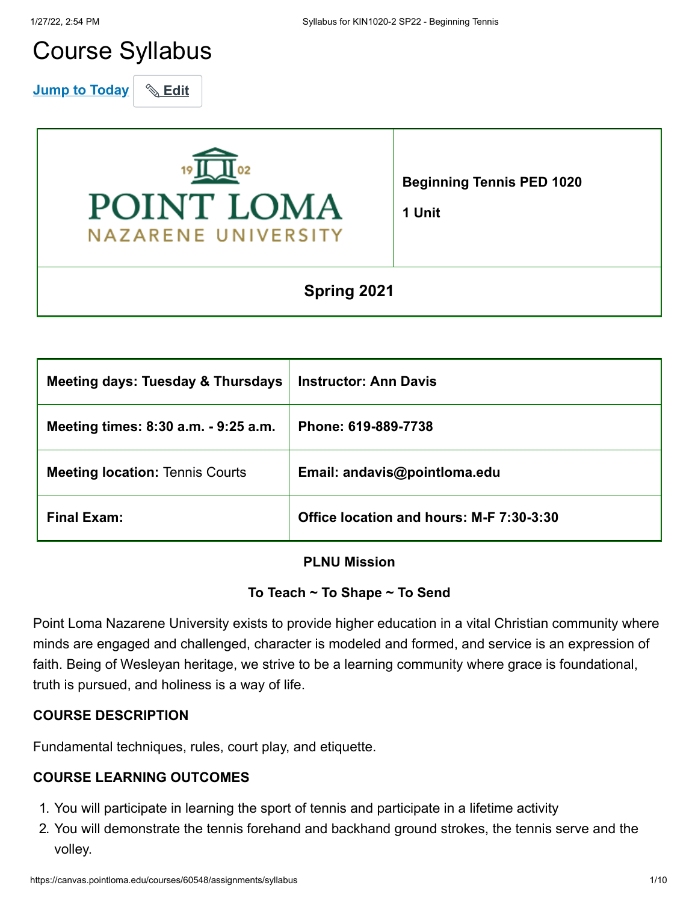# Course Syllabus

| POINT LOMA NAZARENE UNIVERSITY | **Beginning Tennis PED 1020**<br><br>**1 Unit** |
|---|---|
| **Spring 2021** | |

| **Meeting days: Tuesday & Thursdays** | **Instructor: Ann Davis** |
|---|---|
| **Meeting times: 8:30 a.m. - 9:25 a.m.** | **Phone: 619-889-7738** |
| **Meeting location:** Tennis Courts | **Email: andavis@pointloma.edu** |
| **Final Exam:** | **Office location and hours: M-F 7:30-3:30** |

**PLNU Mission**

**To Teach ~ To Shape ~ To Send**

Point Loma Nazarene University exists to provide higher education in a vital Christian community where minds are engaged and challenged, character is modeled and formed, and service is an expression of faith. Being of Wesleyan heritage, we strive to be a learning community where grace is foundational, truth is pursued, and holiness is a way of life.

**COURSE DESCRIPTION**

Fundamental techniques, rules, court play, and etiquette.

**COURSE LEARNING OUTCOMES**

1. You will participate in learning the sport of tennis and participate in a lifetime activity
2. You will demonstrate the tennis forehand and backhand ground strokes, the tennis serve and the volley.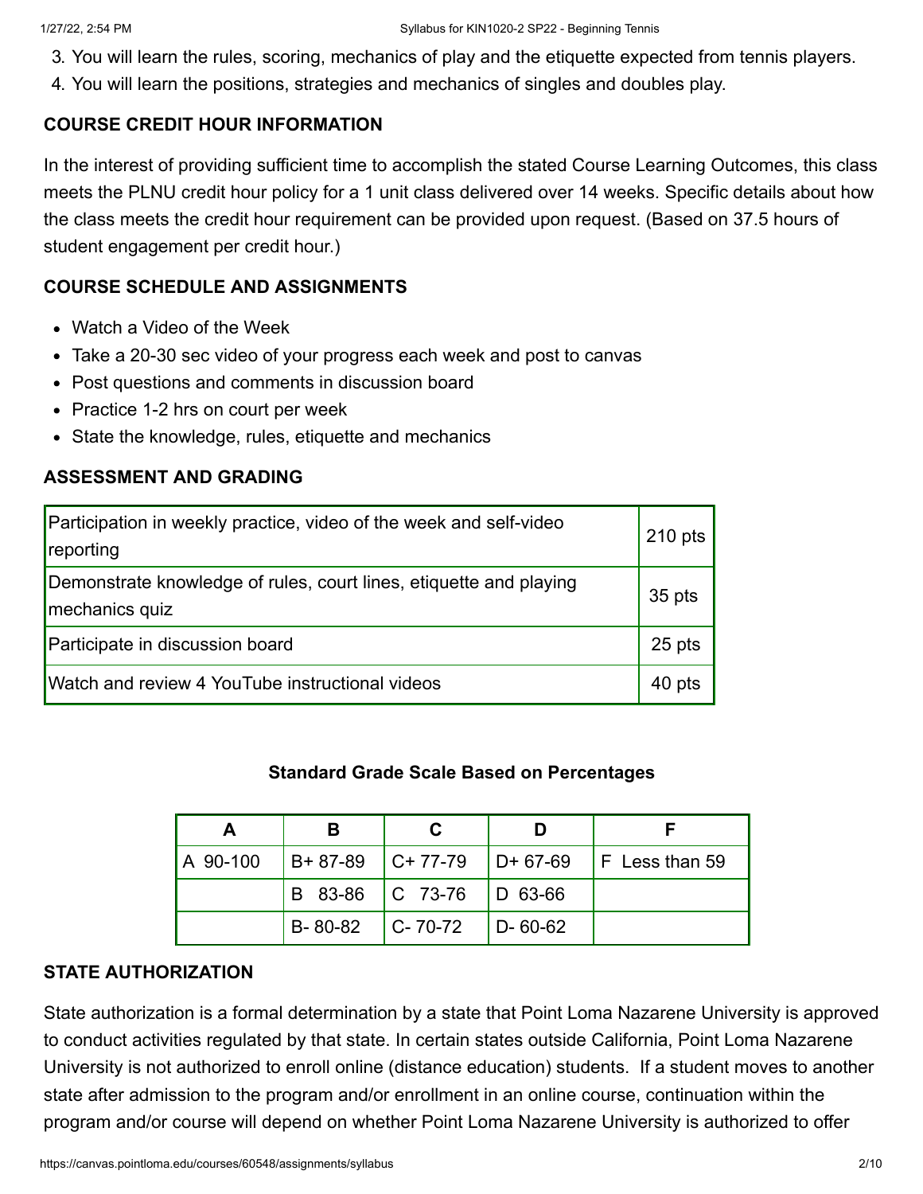3. You will learn the rules, scoring, mechanics of play and the etiquette expected from tennis players.
4. You will learn the positions, strategies and mechanics of singles and doubles play.

### COURSE CREDIT HOUR INFORMATION

In the interest of providing sufficient time to accomplish the stated Course Learning Outcomes, this class meets the PLNU credit hour policy for a 1 unit class delivered over 14 weeks. Specific details about how the class meets the credit hour requirement can be provided upon request. (Based on 37.5 hours of student engagement per credit hour.)

### COURSE SCHEDULE AND ASSIGNMENTS

- Watch a Video of the Week
- Take a 20-30 sec video of your progress each week and post to canvas
- Post questions and comments in discussion board
- Practice 1-2 hrs on court per week
- State the knowledge, rules, etiquette and mechanics

### ASSESSMENT AND GRADING

| | |
|---|---|
| Participation in weekly practice, video of the week and self-video reporting | 210 pts |
| Demonstrate knowledge of rules, court lines, etiquette and playing mechanics quiz | 35 pts |
| Participate in discussion board | 25 pts |
| Watch and review 4 YouTube instructional videos | 40 pts |

**Standard Grade Scale Based on Percentages**

| A | B | C | D | F |
|---|---|---|---|---|
| A 90-100 | B+ 87-89 | C+ 77-79 | D+ 67-69 | F Less than 59 |
| | B 83-86 | C 73-76 | D 63-66 | |
| | B- 80-82 | C- 70-72 | D- 60-62 | |

### STATE AUTHORIZATION

State authorization is a formal determination by a state that Point Loma Nazarene University is approved to conduct activities regulated by that state. In certain states outside California, Point Loma Nazarene University is not authorized to enroll online (distance education) students. If a student moves to another state after admission to the program and/or enrollment in an online course, continuation within the program and/or course will depend on whether Point Loma Nazarene University is authorized to offer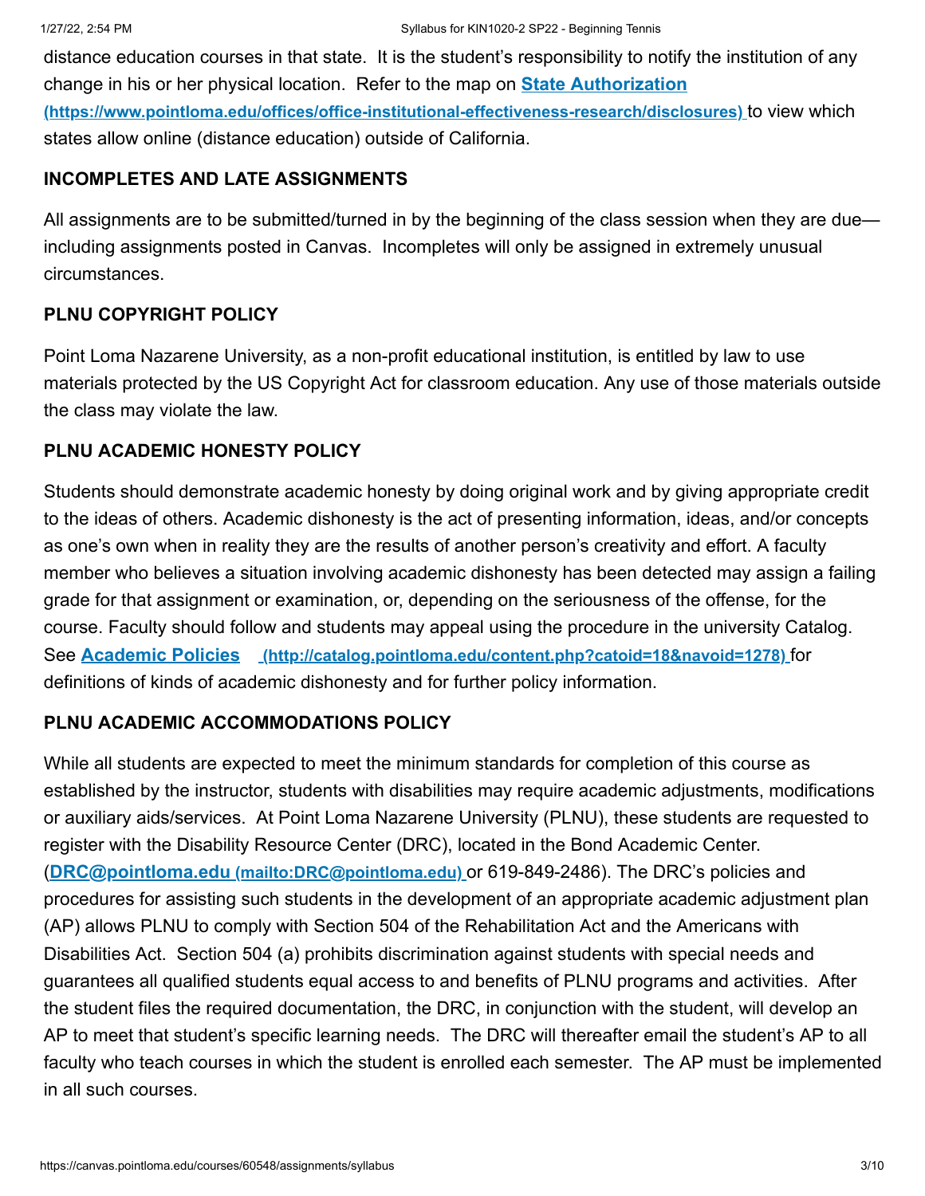distance education courses in that state. It is the student's responsibility to notify the institution of any change in his or her physical location. Refer to the map on **[State Authorization](https://www.pointloma.edu/offices/office-institutional-effectiveness-research/disclosures)** **(https://www.pointloma.edu/offices/office-institutional-effectiveness-research/disclosures)** to view which states allow online (distance education) outside of California.

## INCOMPLETES AND LATE ASSIGNMENTS

All assignments are to be submitted/turned in by the beginning of the class session when they are due—including assignments posted in Canvas. Incompletes will only be assigned in extremely unusual circumstances.

## PLNU COPYRIGHT POLICY

Point Loma Nazarene University, as a non-profit educational institution, is entitled by law to use materials protected by the US Copyright Act for classroom education. Any use of those materials outside the class may violate the law.

## PLNU ACADEMIC HONESTY POLICY

Students should demonstrate academic honesty by doing original work and by giving appropriate credit to the ideas of others. Academic dishonesty is the act of presenting information, ideas, and/or concepts as one's own when in reality they are the results of another person's creativity and effort. A faculty member who believes a situation involving academic dishonesty has been detected may assign a failing grade for that assignment or examination, or, depending on the seriousness of the offense, for the course. Faculty should follow and students may appeal using the procedure in the university Catalog. See **[Academic Policies](http://catalog.pointloma.edu/content.php?catoid=18&navoid=1278)** **(http://catalog.pointloma.edu/content.php?catoid=18&navoid=1278)** for definitions of kinds of academic dishonesty and for further policy information.

## PLNU ACADEMIC ACCOMMODATIONS POLICY

While all students are expected to meet the minimum standards for completion of this course as established by the instructor, students with disabilities may require academic adjustments, modifications or auxiliary aids/services. At Point Loma Nazarene University (PLNU), these students are requested to register with the Disability Resource Center (DRC), located in the Bond Academic Center. (**[DRC@pointloma.edu](mailto:DRC@pointloma.edu)** **(mailto:DRC@pointloma.edu)** or 619-849-2486). The DRC's policies and procedures for assisting such students in the development of an appropriate academic adjustment plan (AP) allows PLNU to comply with Section 504 of the Rehabilitation Act and the Americans with Disabilities Act. Section 504 (a) prohibits discrimination against students with special needs and guarantees all qualified students equal access to and benefits of PLNU programs and activities. After the student files the required documentation, the DRC, in conjunction with the student, will develop an AP to meet that student's specific learning needs. The DRC will thereafter email the student's AP to all faculty who teach courses in which the student is enrolled each semester. The AP must be implemented in all such courses.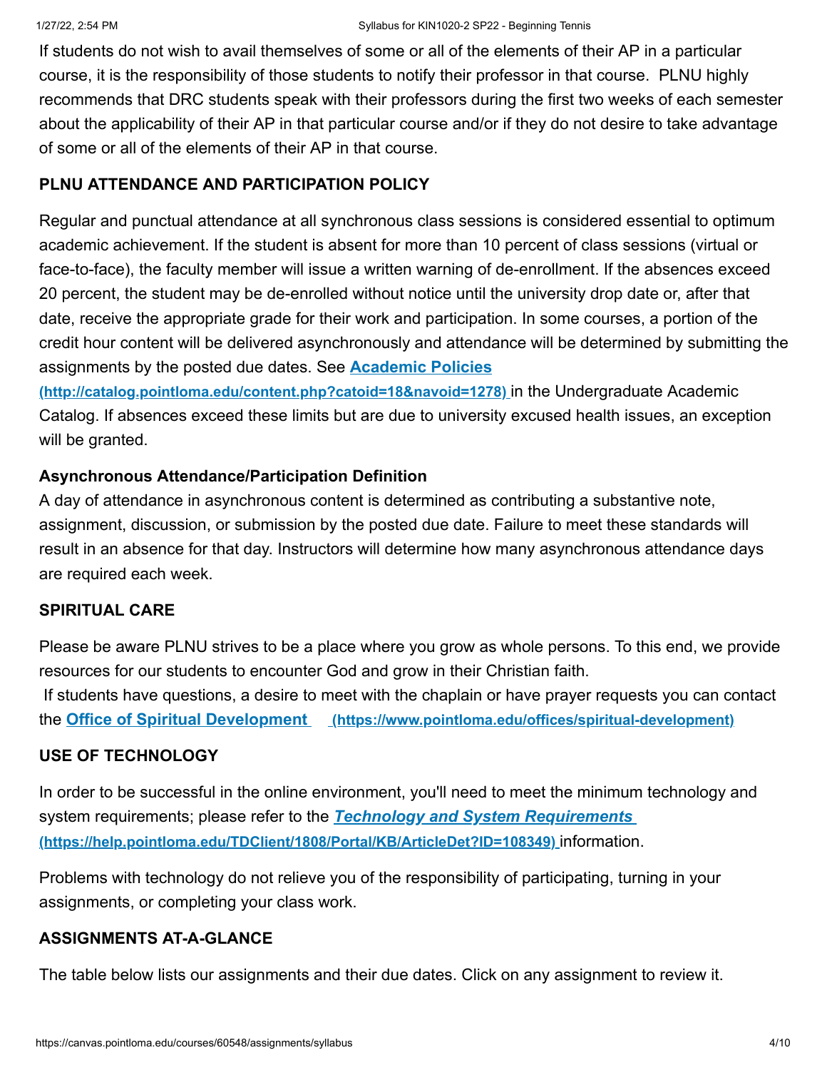If students do not wish to avail themselves of some or all of the elements of their AP in a particular course, it is the responsibility of those students to notify their professor in that course. PLNU highly recommends that DRC students speak with their professors during the first two weeks of each semester about the applicability of their AP in that particular course and/or if they do not desire to take advantage of some or all of the elements of their AP in that course.

## PLNU ATTENDANCE AND PARTICIPATION POLICY

Regular and punctual attendance at all synchronous class sessions is considered essential to optimum academic achievement. If the student is absent for more than 10 percent of class sessions (virtual or face-to-face), the faculty member will issue a written warning of de-enrollment. If the absences exceed 20 percent, the student may be de-enrolled without notice until the university drop date or, after that date, receive the appropriate grade for their work and participation. In some courses, a portion of the credit hour content will be delivered asynchronously and attendance will be determined by submitting the assignments by the posted due dates. See **Academic Policies (http://catalog.pointloma.edu/content.php?catoid=18&navoid=1278)** in the Undergraduate Academic Catalog. If absences exceed these limits but are due to university excused health issues, an exception will be granted.

### Asynchronous Attendance/Participation Definition

A day of attendance in asynchronous content is determined as contributing a substantive note, assignment, discussion, or submission by the posted due date. Failure to meet these standards will result in an absence for that day. Instructors will determine how many asynchronous attendance days are required each week.

## SPIRITUAL CARE

Please be aware PLNU strives to be a place where you grow as whole persons. To this end, we provide resources for our students to encounter God and grow in their Christian faith.

If students have questions, a desire to meet with the chaplain or have prayer requests you can contact the **Office of Spiritual Development (https://www.pointloma.edu/offices/spiritual-development)**

## USE OF TECHNOLOGY

In order to be successful in the online environment, you'll need to meet the minimum technology and system requirements; please refer to the ***Technology and System Requirements* (https://help.pointloma.edu/TDClient/1808/Portal/KB/ArticleDet?ID=108349)** information.

Problems with technology do not relieve you of the responsibility of participating, turning in your assignments, or completing your class work.

## ASSIGNMENTS AT-A-GLANCE

The table below lists our assignments and their due dates. Click on any assignment to review it.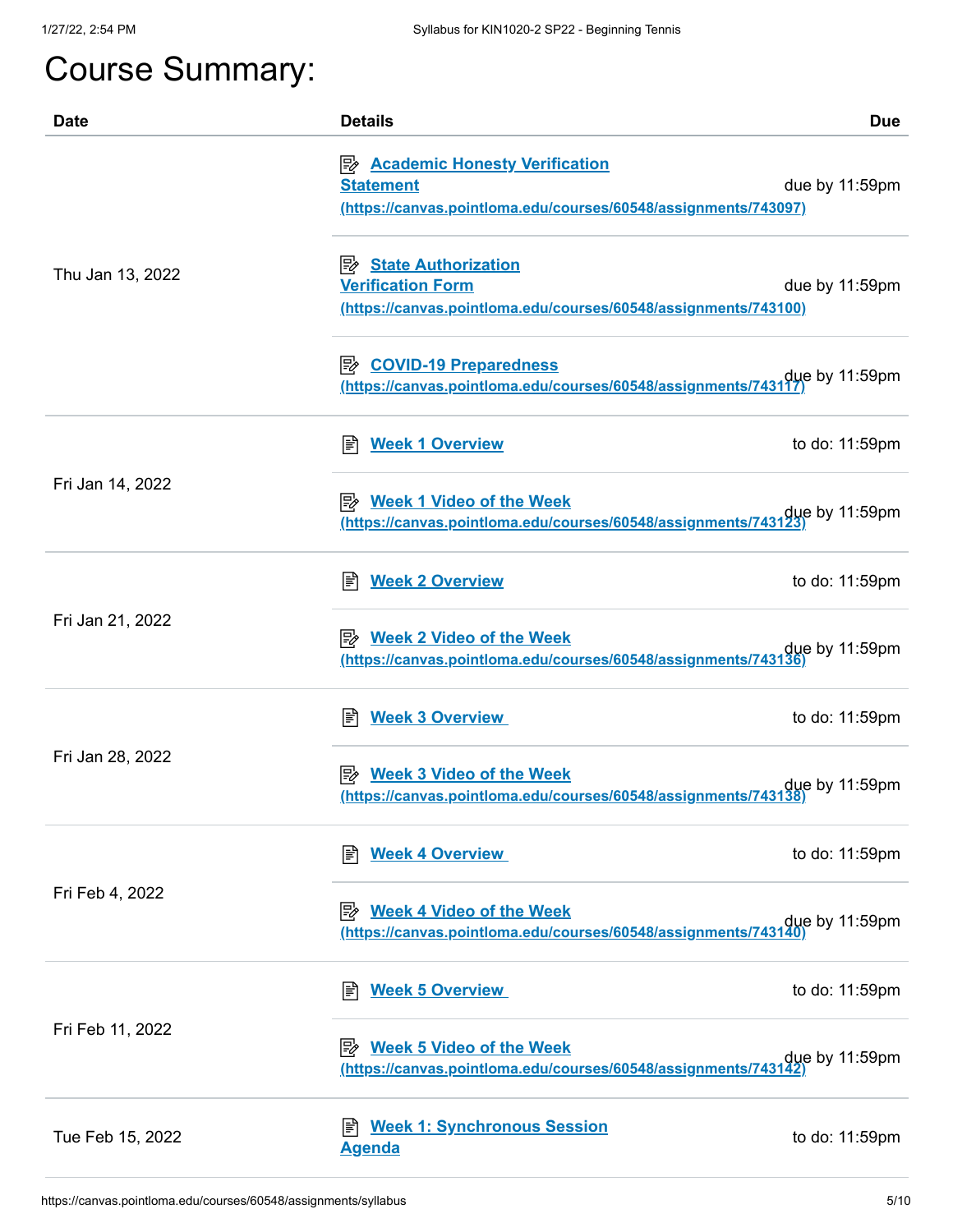# Course Summary:

| Date | Details | Due |
| --- | --- | --- |
| Thu Jan 13, 2022 | Academic Honesty Verification Statement (https://canvas.pointloma.edu/courses/60548/assignments/743097) | due by 11:59pm |
| | State Authorization Verification Form (https://canvas.pointloma.edu/courses/60548/assignments/743100) | due by 11:59pm |
| | COVID-19 Preparedness (https://canvas.pointloma.edu/courses/60548/assignments/743117) | due by 11:59pm |
| Fri Jan 14, 2022 | Week 1 Overview | to do: 11:59pm |
| | Week 1 Video of the Week (https://canvas.pointloma.edu/courses/60548/assignments/743123) | due by 11:59pm |
| Fri Jan 21, 2022 | Week 2 Overview | to do: 11:59pm |
| | Week 2 Video of the Week (https://canvas.pointloma.edu/courses/60548/assignments/743136) | due by 11:59pm |
| Fri Jan 28, 2022 | Week 3 Overview | to do: 11:59pm |
| | Week 3 Video of the Week (https://canvas.pointloma.edu/courses/60548/assignments/743138) | due by 11:59pm |
| Fri Feb 4, 2022 | Week 4 Overview | to do: 11:59pm |
| | Week 4 Video of the Week (https://canvas.pointloma.edu/courses/60548/assignments/743140) | due by 11:59pm |
| Fri Feb 11, 2022 | Week 5 Overview | to do: 11:59pm |
| | Week 5 Video of the Week (https://canvas.pointloma.edu/courses/60548/assignments/743142) | due by 11:59pm |
| Tue Feb 15, 2022 | Week 1: Synchronous Session Agenda | to do: 11:59pm |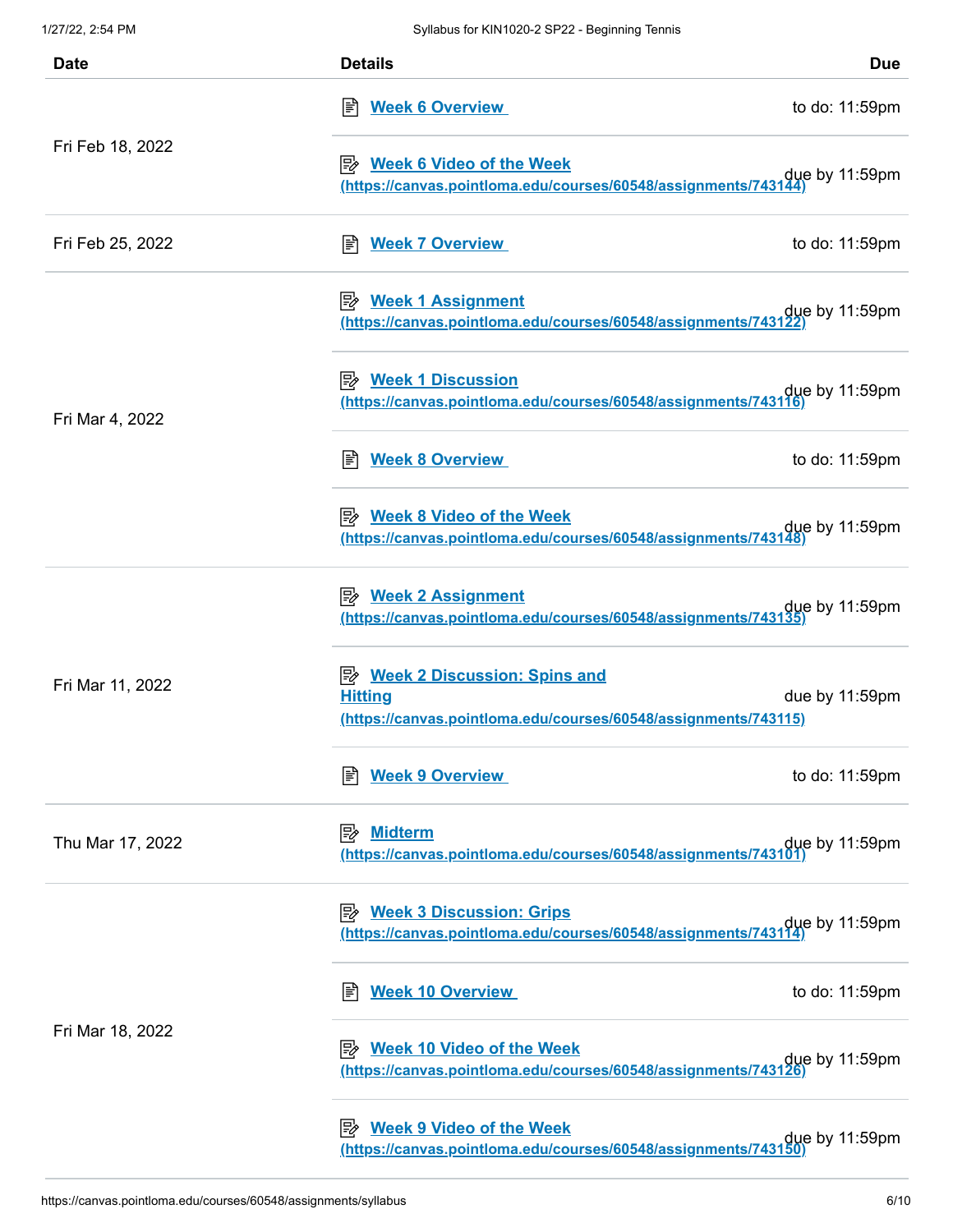| Date | Details | Due |
| --- | --- | --- |
| Fri Feb 18, 2022 | Week 6 Overview | to do: 11:59pm |
| | Week 6 Video of the Week (https://canvas.pointloma.edu/courses/60548/assignments/743144) | due by 11:59pm |
| Fri Feb 25, 2022 | Week 7 Overview | to do: 11:59pm |
| Fri Mar 4, 2022 | Week 1 Assignment (https://canvas.pointloma.edu/courses/60548/assignments/743122) | due by 11:59pm |
| | Week 1 Discussion (https://canvas.pointloma.edu/courses/60548/assignments/743116) | due by 11:59pm |
| | Week 8 Overview | to do: 11:59pm |
| | Week 8 Video of the Week (https://canvas.pointloma.edu/courses/60548/assignments/743148) | due by 11:59pm |
| Fri Mar 11, 2022 | Week 2 Assignment (https://canvas.pointloma.edu/courses/60548/assignments/743135) | due by 11:59pm |
| | Week 2 Discussion: Spins and Hitting (https://canvas.pointloma.edu/courses/60548/assignments/743115) | due by 11:59pm |
| | Week 9 Overview | to do: 11:59pm |
| Thu Mar 17, 2022 | Midterm (https://canvas.pointloma.edu/courses/60548/assignments/743101) | due by 11:59pm |
| Fri Mar 18, 2022 | Week 3 Discussion: Grips (https://canvas.pointloma.edu/courses/60548/assignments/743114) | due by 11:59pm |
| | Week 10 Overview | to do: 11:59pm |
| | Week 10 Video of the Week (https://canvas.pointloma.edu/courses/60548/assignments/743126) | due by 11:59pm |
| | Week 9 Video of the Week (https://canvas.pointloma.edu/courses/60548/assignments/743150) | due by 11:59pm |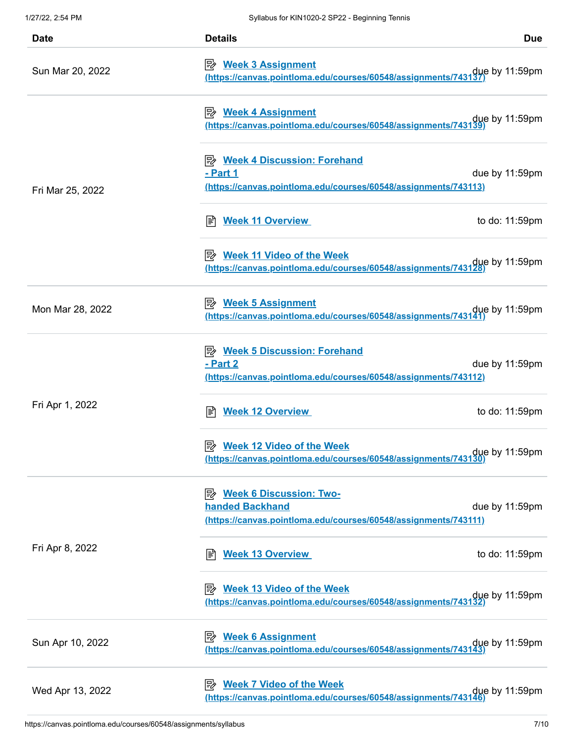| Date | Details | Due |
| --- | --- | --- |
| Sun Mar 20, 2022 | Week 3 Assignment (https://canvas.pointloma.edu/courses/60548/assignments/743137) | due by 11:59pm |
| Fri Mar 25, 2022 | Week 4 Assignment (https://canvas.pointloma.edu/courses/60548/assignments/743139) | due by 11:59pm |
| | Week 4 Discussion: Forehand - Part 1 (https://canvas.pointloma.edu/courses/60548/assignments/743113) | due by 11:59pm |
| | Week 11 Overview | to do: 11:59pm |
| | Week 11 Video of the Week (https://canvas.pointloma.edu/courses/60548/assignments/743128) | due by 11:59pm |
| Mon Mar 28, 2022 | Week 5 Assignment (https://canvas.pointloma.edu/courses/60548/assignments/743141) | due by 11:59pm |
| Fri Apr 1, 2022 | Week 5 Discussion: Forehand - Part 2 (https://canvas.pointloma.edu/courses/60548/assignments/743112) | due by 11:59pm |
| | Week 12 Overview | to do: 11:59pm |
| | Week 12 Video of the Week (https://canvas.pointloma.edu/courses/60548/assignments/743130) | due by 11:59pm |
| Fri Apr 8, 2022 | Week 6 Discussion: Two-handed Backhand (https://canvas.pointloma.edu/courses/60548/assignments/743111) | due by 11:59pm |
| | Week 13 Overview | to do: 11:59pm |
| | Week 13 Video of the Week (https://canvas.pointloma.edu/courses/60548/assignments/743132) | due by 11:59pm |
| Sun Apr 10, 2022 | Week 6 Assignment (https://canvas.pointloma.edu/courses/60548/assignments/743143) | due by 11:59pm |
| Wed Apr 13, 2022 | Week 7 Video of the Week (https://canvas.pointloma.edu/courses/60548/assignments/743146) | due by 11:59pm |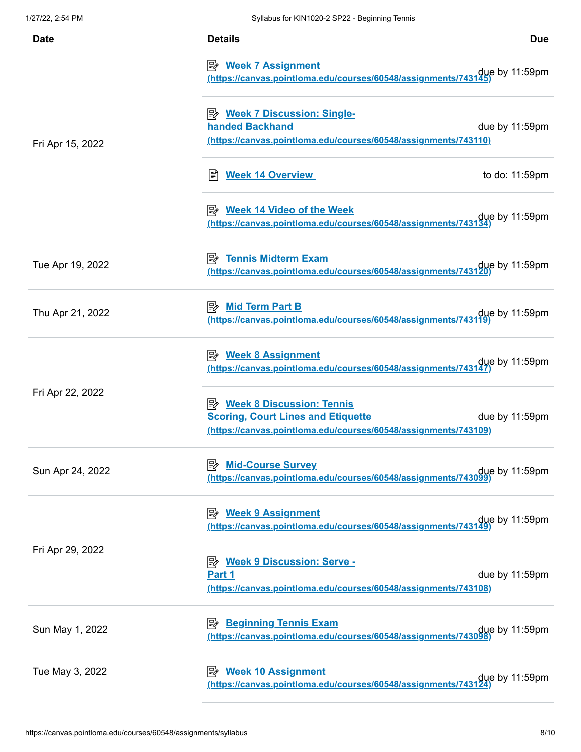| Date | Details | Due |
|---|---|---|
| Fri Apr 15, 2022 | Week 7 Assignment (https://canvas.pointloma.edu/courses/60548/assignments/743145) | due by 11:59pm |
| | Week 7 Discussion: Single-handed Backhand (https://canvas.pointloma.edu/courses/60548/assignments/743110) | due by 11:59pm |
| | Week 14 Overview | to do: 11:59pm |
| | Week 14 Video of the Week (https://canvas.pointloma.edu/courses/60548/assignments/743134) | due by 11:59pm |
| Tue Apr 19, 2022 | Tennis Midterm Exam (https://canvas.pointloma.edu/courses/60548/assignments/743120) | due by 11:59pm |
| Thu Apr 21, 2022 | Mid Term Part B (https://canvas.pointloma.edu/courses/60548/assignments/743119) | due by 11:59pm |
| Fri Apr 22, 2022 | Week 8 Assignment (https://canvas.pointloma.edu/courses/60548/assignments/743147) | due by 11:59pm |
| | Week 8 Discussion: Tennis Scoring, Court Lines and Etiquette (https://canvas.pointloma.edu/courses/60548/assignments/743109) | due by 11:59pm |
| Sun Apr 24, 2022 | Mid-Course Survey (https://canvas.pointloma.edu/courses/60548/assignments/743099) | due by 11:59pm |
| Fri Apr 29, 2022 | Week 9 Assignment (https://canvas.pointloma.edu/courses/60548/assignments/743149) | due by 11:59pm |
| | Week 9 Discussion: Serve - Part 1 (https://canvas.pointloma.edu/courses/60548/assignments/743108) | due by 11:59pm |
| Sun May 1, 2022 | Beginning Tennis Exam (https://canvas.pointloma.edu/courses/60548/assignments/743098) | due by 11:59pm |
| Tue May 3, 2022 | Week 10 Assignment (https://canvas.pointloma.edu/courses/60548/assignments/743124) | due by 11:59pm |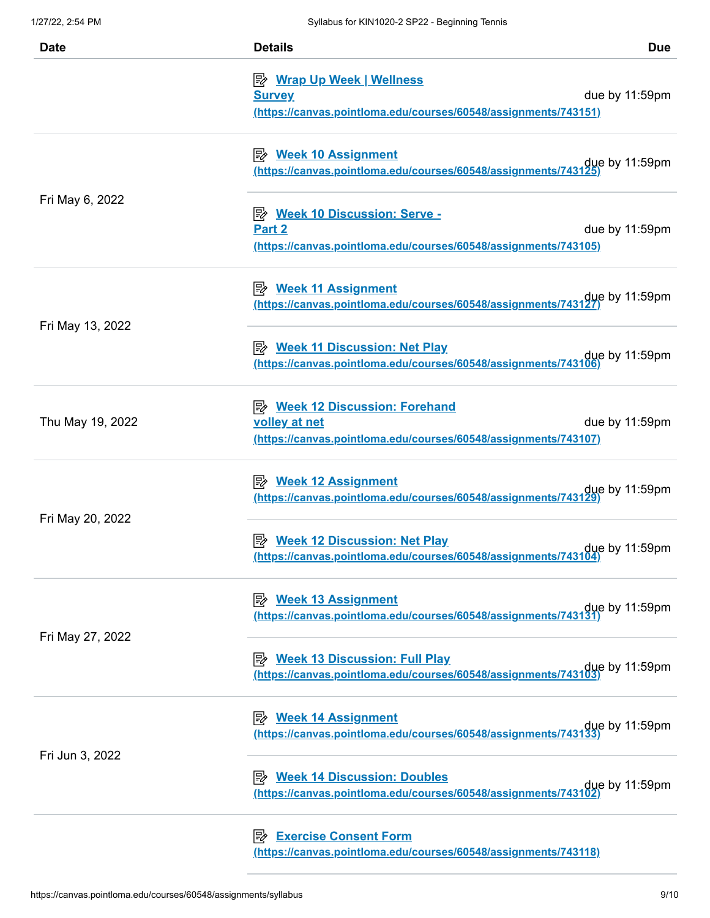| Date | Details | Due |
| --- | --- | --- |
| | Wrap Up Week \| Wellness Survey (https://canvas.pointloma.edu/courses/60548/assignments/743151) | due by 11:59pm |
| Fri May 6, 2022 | Week 10 Assignment (https://canvas.pointloma.edu/courses/60548/assignments/743125) | due by 11:59pm |
| | Week 10 Discussion: Serve - Part 2 (https://canvas.pointloma.edu/courses/60548/assignments/743105) | due by 11:59pm |
| Fri May 13, 2022 | Week 11 Assignment (https://canvas.pointloma.edu/courses/60548/assignments/743127) | due by 11:59pm |
| | Week 11 Discussion: Net Play (https://canvas.pointloma.edu/courses/60548/assignments/743106) | due by 11:59pm |
| Thu May 19, 2022 | Week 12 Discussion: Forehand volley at net (https://canvas.pointloma.edu/courses/60548/assignments/743107) | due by 11:59pm |
| Fri May 20, 2022 | Week 12 Assignment (https://canvas.pointloma.edu/courses/60548/assignments/743129) | due by 11:59pm |
| | Week 12 Discussion: Net Play (https://canvas.pointloma.edu/courses/60548/assignments/743104) | due by 11:59pm |
| Fri May 27, 2022 | Week 13 Assignment (https://canvas.pointloma.edu/courses/60548/assignments/743131) | due by 11:59pm |
| | Week 13 Discussion: Full Play (https://canvas.pointloma.edu/courses/60548/assignments/743103) | due by 11:59pm |
| Fri Jun 3, 2022 | Week 14 Assignment (https://canvas.pointloma.edu/courses/60548/assignments/743133) | due by 11:59pm |
| | Week 14 Discussion: Doubles (https://canvas.pointloma.edu/courses/60548/assignments/743102) | due by 11:59pm |
| | Exercise Consent Form (https://canvas.pointloma.edu/courses/60548/assignments/743118) | |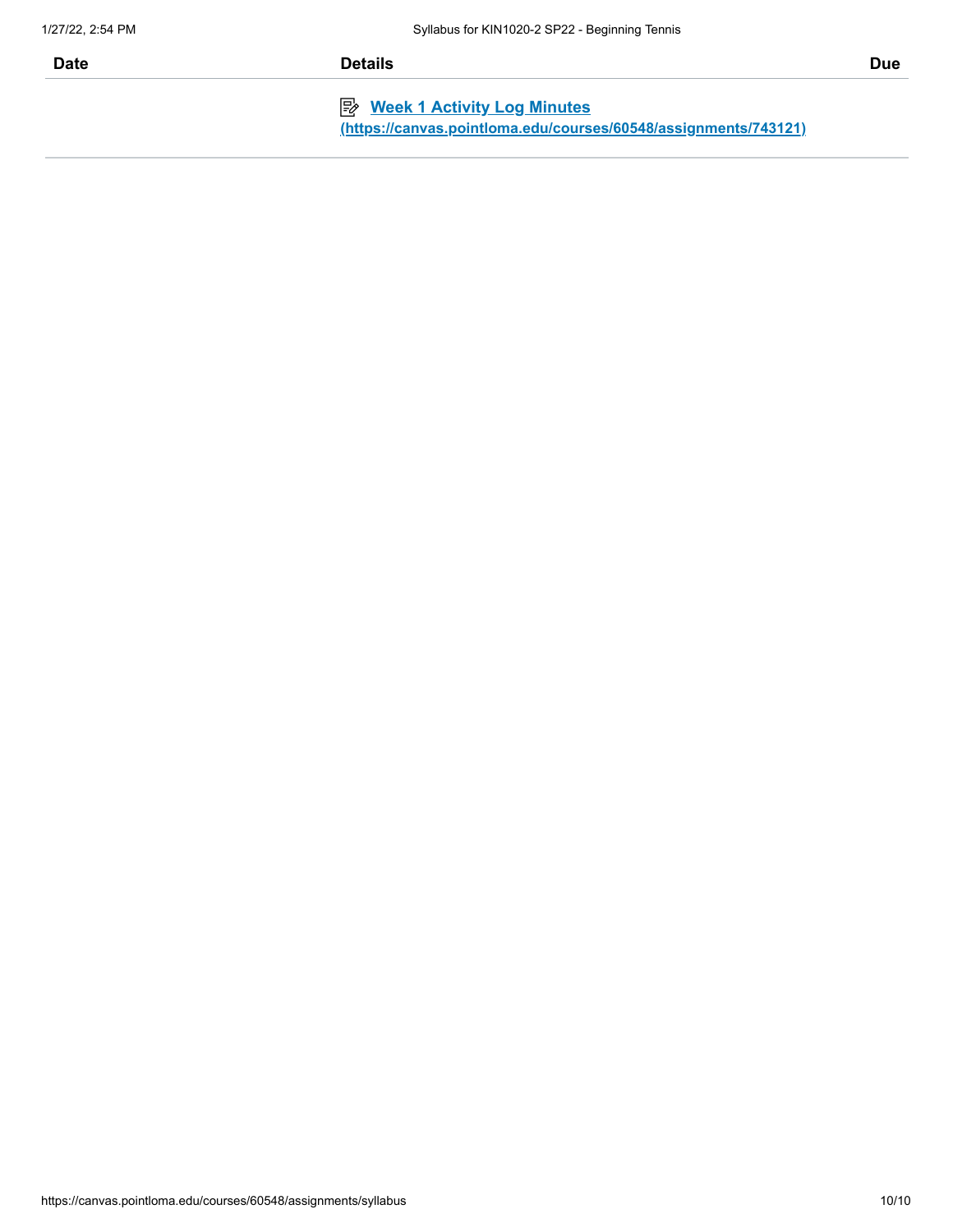| Date | Details | Due |
| --- | --- | --- |
| | Week 1 Activity Log Minutes (https://canvas.pointloma.edu/courses/60548/assignments/743121) | |